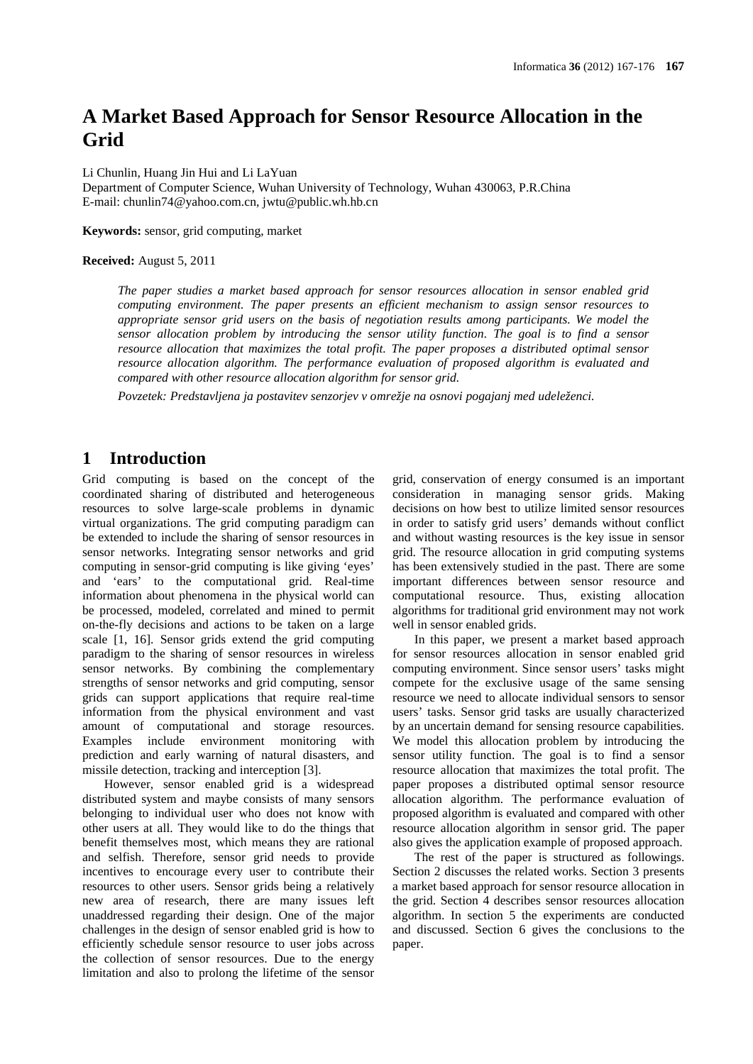# A Market Based Approach for Sensor Resource Allocation in the Grid

Li Chunlin, Huang Jin Hui and Li LaYuan
Department of Computer Science, Wuhan University of Technology, Wuhan 430063, P.R.China
E-mail: chunlin74@yahoo.com.cn, jwtu@public.wh.hb.cn

**Keywords:** sensor, grid computing, market

**Received:** August 5, 2011

*The paper studies a market based approach for sensor resources allocation in sensor enabled grid computing environment. The paper presents an efficient mechanism to assign sensor resources to appropriate sensor grid users on the basis of negotiation results among participants. We model the sensor allocation problem by introducing the sensor utility function. The goal is to find a sensor resource allocation that maximizes the total profit. The paper proposes a distributed optimal sensor resource allocation algorithm. The performance evaluation of proposed algorithm is evaluated and compared with other resource allocation algorithm for sensor grid.*

*Povzetek: Predstavljena ja postavitev senzorjev v omrežje na osnovi pogajanj med udeleženci.*

## 1 Introduction

Grid computing is based on the concept of the coordinated sharing of distributed and heterogeneous resources to solve large-scale problems in dynamic virtual organizations. The grid computing paradigm can be extended to include the sharing of sensor resources in sensor networks. Integrating sensor networks and grid computing in sensor-grid computing is like giving 'eyes' and 'ears' to the computational grid. Real-time information about phenomena in the physical world can be processed, modeled, correlated and mined to permit on-the-fly decisions and actions to be taken on a large scale [1, 16]. Sensor grids extend the grid computing paradigm to the sharing of sensor resources in wireless sensor networks. By combining the complementary strengths of sensor networks and grid computing, sensor grids can support applications that require real-time information from the physical environment and vast amount of computational and storage resources. Examples include environment monitoring with prediction and early warning of natural disasters, and missile detection, tracking and interception [3].

However, sensor enabled grid is a widespread distributed system and maybe consists of many sensors belonging to individual user who does not know with other users at all. They would like to do the things that benefit themselves most, which means they are rational and selfish. Therefore, sensor grid needs to provide incentives to encourage every user to contribute their resources to other users. Sensor grids being a relatively new area of research, there are many issues left unaddressed regarding their design. One of the major challenges in the design of sensor enabled grid is how to efficiently schedule sensor resource to user jobs across the collection of sensor resources. Due to the energy limitation and also to prolong the lifetime of the sensor grid, conservation of energy consumed is an important consideration in managing sensor grids. Making decisions on how best to utilize limited sensor resources in order to satisfy grid users' demands without conflict and without wasting resources is the key issue in sensor grid. The resource allocation in grid computing systems has been extensively studied in the past. There are some important differences between sensor resource and computational resource. Thus, existing allocation algorithms for traditional grid environment may not work well in sensor enabled grids.

In this paper, we present a market based approach for sensor resources allocation in sensor enabled grid computing environment. Since sensor users' tasks might compete for the exclusive usage of the same sensing resource we need to allocate individual sensors to sensor users' tasks. Sensor grid tasks are usually characterized by an uncertain demand for sensing resource capabilities. We model this allocation problem by introducing the sensor utility function. The goal is to find a sensor resource allocation that maximizes the total profit. The paper proposes a distributed optimal sensor resource allocation algorithm. The performance evaluation of proposed algorithm is evaluated and compared with other resource allocation algorithm in sensor grid. The paper also gives the application example of proposed approach.

The rest of the paper is structured as followings. Section 2 discusses the related works. Section 3 presents a market based approach for sensor resource allocation in the grid. Section 4 describes sensor resources allocation algorithm. In section 5 the experiments are conducted and discussed. Section 6 gives the conclusions to the paper.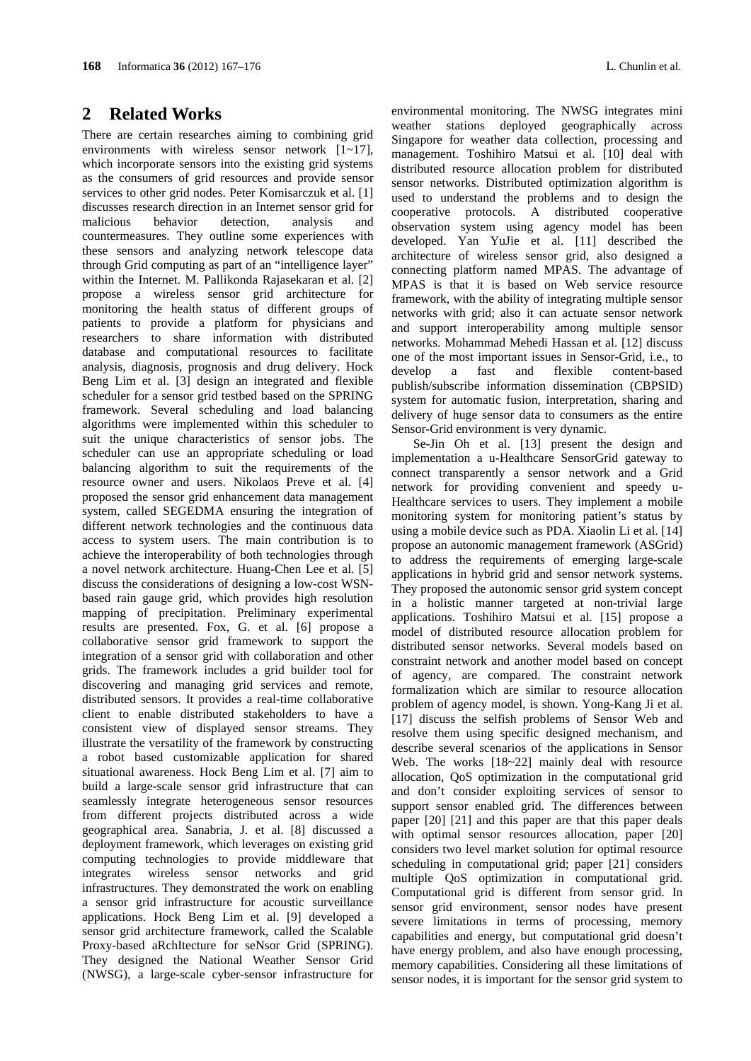## 2 Related Works

There are certain researches aiming to combining grid environments with wireless sensor network [1~17], which incorporate sensors into the existing grid systems as the consumers of grid resources and provide sensor services to other grid nodes. Peter Komisarczuk et al. [1] discusses research direction in an Internet sensor grid for malicious behavior detection, analysis and countermeasures. They outline some experiences with these sensors and analyzing network telescope data through Grid computing as part of an "intelligence layer" within the Internet. M. Pallikonda Rajasekaran et al. [2] propose a wireless sensor grid architecture for monitoring the health status of different groups of patients to provide a platform for physicians and researchers to share information with distributed database and computational resources to facilitate analysis, diagnosis, prognosis and drug delivery. Hock Beng Lim et al. [3] design an integrated and flexible scheduler for a sensor grid testbed based on the SPRING framework. Several scheduling and load balancing algorithms were implemented within this scheduler to suit the unique characteristics of sensor jobs. The scheduler can use an appropriate scheduling or load balancing algorithm to suit the requirements of the resource owner and users. Nikolaos Preve et al. [4] proposed the sensor grid enhancement data management system, called SEGEDMA ensuring the integration of different network technologies and the continuous data access to system users. The main contribution is to achieve the interoperability of both technologies through a novel network architecture. Huang-Chen Lee et al. [5] discuss the considerations of designing a low-cost WSN-based rain gauge grid, which provides high resolution mapping of precipitation. Preliminary experimental results are presented. Fox, G. et al. [6] propose a collaborative sensor grid framework to support the integration of a sensor grid with collaboration and other grids. The framework includes a grid builder tool for discovering and managing grid services and remote, distributed sensors. It provides a real-time collaborative client to enable distributed stakeholders to have a consistent view of displayed sensor streams. They illustrate the versatility of the framework by constructing a robot based customizable application for shared situational awareness. Hock Beng Lim et al. [7] aim to build a large-scale sensor grid infrastructure that can seamlessly integrate heterogeneous sensor resources from different projects distributed across a wide geographical area. Sanabria, J. et al. [8] discussed a deployment framework, which leverages on existing grid computing technologies to provide middleware that integrates wireless sensor networks and grid infrastructures. They demonstrated the work on enabling a sensor grid infrastructure for acoustic surveillance applications. Hock Beng Lim et al. [9] developed a sensor grid architecture framework, called the Scalable Proxy-based aRchItecture for seNsor Grid (SPRING). They designed the National Weather Sensor Grid (NWSG), a large-scale cyber-sensor infrastructure for environmental monitoring. The NWSG integrates mini weather stations deployed geographically across Singapore for weather data collection, processing and management. Toshihiro Matsui et al. [10] deal with distributed resource allocation problem for distributed sensor networks. Distributed optimization algorithm is used to understand the problems and to design the cooperative protocols. A distributed cooperative observation system using agency model has been developed. Yan YuJie et al. [11] described the architecture of wireless sensor grid, also designed a connecting platform named MPAS. The advantage of MPAS is that it is based on Web service resource framework, with the ability of integrating multiple sensor networks with grid; also it can actuate sensor network and support interoperability among multiple sensor networks. Mohammad Mehedi Hassan et al. [12] discuss one of the most important issues in Sensor-Grid, i.e., to develop a fast and flexible content-based publish/subscribe information dissemination (CBPSID) system for automatic fusion, interpretation, sharing and delivery of huge sensor data to consumers as the entire Sensor-Grid environment is very dynamic.

Se-Jin Oh et al. [13] present the design and implementation a u-Healthcare SensorGrid gateway to connect transparently a sensor network and a Grid network for providing convenient and speedy u-Healthcare services to users. They implement a mobile monitoring system for monitoring patient's status by using a mobile device such as PDA. Xiaolin Li et al. [14] propose an autonomic management framework (ASGrid) to address the requirements of emerging large-scale applications in hybrid grid and sensor network systems. They proposed the autonomic sensor grid system concept in a holistic manner targeted at non-trivial large applications. Toshihiro Matsui et al. [15] propose a model of distributed resource allocation problem for distributed sensor networks. Several models based on constraint network and another model based on concept of agency, are compared. The constraint network formalization which are similar to resource allocation problem of agency model, is shown. Yong-Kang Ji et al. [17] discuss the selfish problems of Sensor Web and resolve them using specific designed mechanism, and describe several scenarios of the applications in Sensor Web. The works [18~22] mainly deal with resource allocation, QoS optimization in the computational grid and don't consider exploiting services of sensor to support sensor enabled grid. The differences between paper [20] [21] and this paper are that this paper deals with optimal sensor resources allocation, paper [20] considers two level market solution for optimal resource scheduling in computational grid; paper [21] considers multiple QoS optimization in computational grid. Computational grid is different from sensor grid. In sensor grid environment, sensor nodes have present severe limitations in terms of processing, memory capabilities and energy, but computational grid doesn't have energy problem, and also have enough processing, memory capabilities. Considering all these limitations of sensor nodes, it is important for the sensor grid system to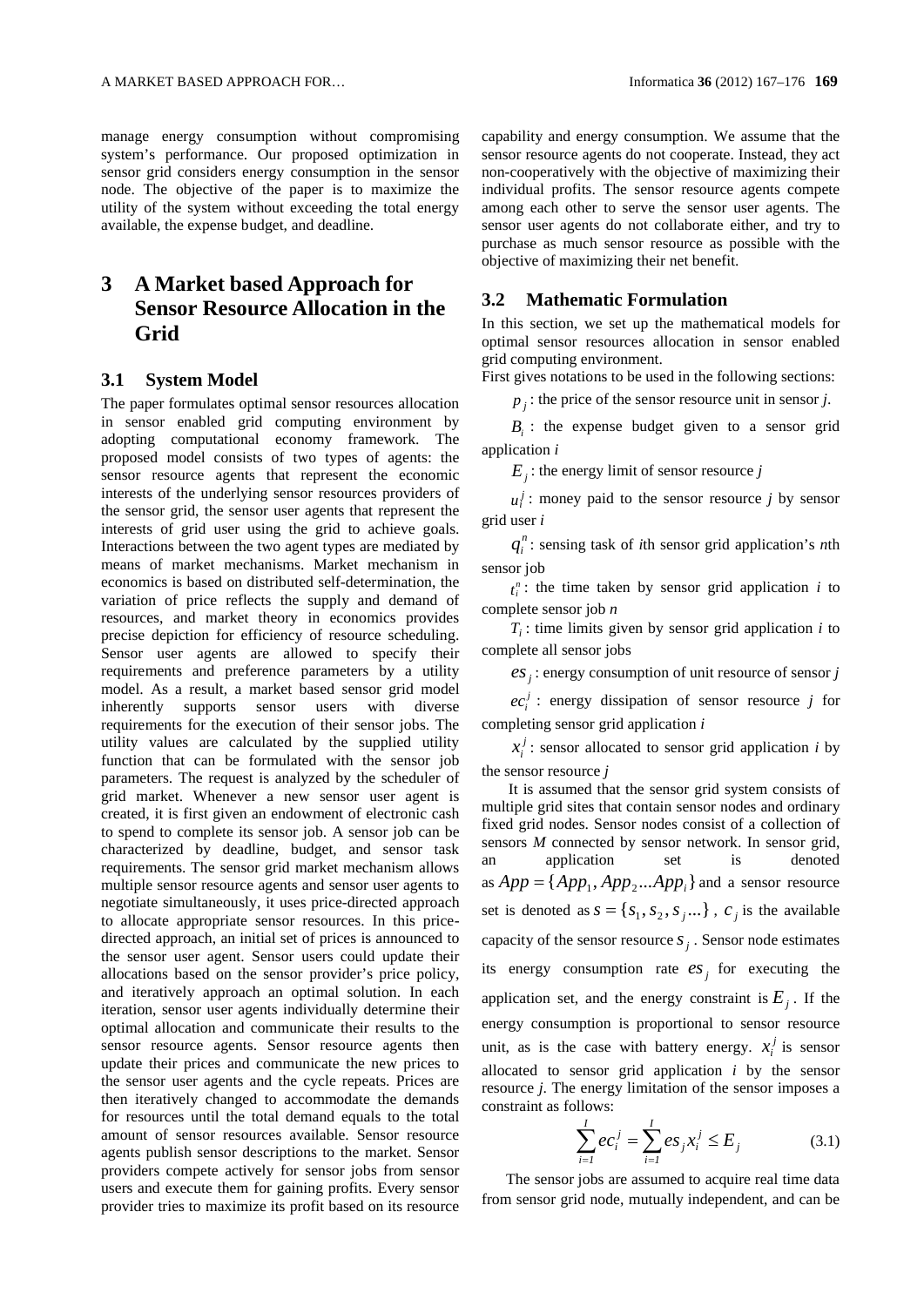manage energy consumption without compromising system's performance. Our proposed optimization in sensor grid considers energy consumption in the sensor node. The objective of the paper is to maximize the utility of the system without exceeding the total energy available, the expense budget, and deadline.

# 3 A Market based Approach for Sensor Resource Allocation in the Grid

## 3.1 System Model

The paper formulates optimal sensor resources allocation in sensor enabled grid computing environment by adopting computational economy framework. The proposed model consists of two types of agents: the sensor resource agents that represent the economic interests of the underlying sensor resources providers of the sensor grid, the sensor user agents that represent the interests of grid user using the grid to achieve goals. Interactions between the two agent types are mediated by means of market mechanisms. Market mechanism in economics is based on distributed self-determination, the variation of price reflects the supply and demand of resources, and market theory in economics provides precise depiction for efficiency of resource scheduling. Sensor user agents are allowed to specify their requirements and preference parameters by a utility model. As a result, a market based sensor grid model inherently supports sensor users with diverse requirements for the execution of their sensor jobs. The utility values are calculated by the supplied utility function that can be formulated with the sensor job parameters. The request is analyzed by the scheduler of grid market. Whenever a new sensor user agent is created, it is first given an endowment of electronic cash to spend to complete its sensor job. A sensor job can be characterized by deadline, budget, and sensor task requirements. The sensor grid market mechanism allows multiple sensor resource agents and sensor user agents to negotiate simultaneously, it uses price-directed approach to allocate appropriate sensor resources. In this price-directed approach, an initial set of prices is announced to the sensor user agent. Sensor users could update their allocations based on the sensor provider's price policy, and iteratively approach an optimal solution. In each iteration, sensor user agents individually determine their optimal allocation and communicate their results to the sensor resource agents. Sensor resource agents then update their prices and communicate the new prices to the sensor user agents and the cycle repeats. Prices are then iteratively changed to accommodate the demands for resources until the total demand equals to the total amount of sensor resources available. Sensor resource agents publish sensor descriptions to the market. Sensor providers compete actively for sensor jobs from sensor users and execute them for gaining profits. Every sensor provider tries to maximize its profit based on its resource capability and energy consumption. We assume that the sensor resource agents do not cooperate. Instead, they act non-cooperatively with the objective of maximizing their individual profits. The sensor resource agents compete among each other to serve the sensor user agents. The sensor user agents do not collaborate either, and try to purchase as much sensor resource as possible with the objective of maximizing their net benefit.

## 3.2 Mathematic Formulation

In this section, we set up the mathematical models for optimal sensor resources allocation in sensor enabled grid computing environment.

First gives notations to be used in the following sections:

$p_j$ : the price of the sensor resource unit in sensor *j*.

$B_i$ : the expense budget given to a sensor grid application *i*

$E_j$ : the energy limit of sensor resource *j*

$u_i^j$ : money paid to the sensor resource *j* by sensor grid user *i*

$q_i^n$ : sensing task of *i*th sensor grid application's *n*th sensor job

$t_i^n$ : the time taken by sensor grid application *i* to complete sensor job *n*

$T_i$ : time limits given by sensor grid application *i* to complete all sensor jobs

$es_j$ : energy consumption of unit resource of sensor *j*

$ec_i^j$ : energy dissipation of sensor resource *j* for completing sensor grid application *i*

$x_i^j$ : sensor allocated to sensor grid application *i* by the sensor resource *j*

It is assumed that the sensor grid system consists of multiple grid sites that contain sensor nodes and ordinary fixed grid nodes. Sensor nodes consist of a collection of sensors *M* connected by sensor network. In sensor grid, an application set is denoted as $App = \{App_1, App_2 ... App_i\}$ and a sensor resource set is denoted as $s = \{s_1, s_2, s_j ...\}$, $c_j$ is the available capacity of the sensor resource $s_j$. Sensor node estimates its energy consumption rate $es_j$ for executing the application set, and the energy constraint is $E_j$. If the energy consumption is proportional to sensor resource unit, as is the case with battery energy. $x_i^j$ is sensor allocated to sensor grid application *i* by the sensor resource *j*. The energy limitation of the sensor imposes a constraint as follows:

$$\sum_{i=1}^{I} ec_i^j = \sum_{i=1}^{I} es_j x_i^j \le E_j \tag{3.1}$$

The sensor jobs are assumed to acquire real time data from sensor grid node, mutually independent, and can be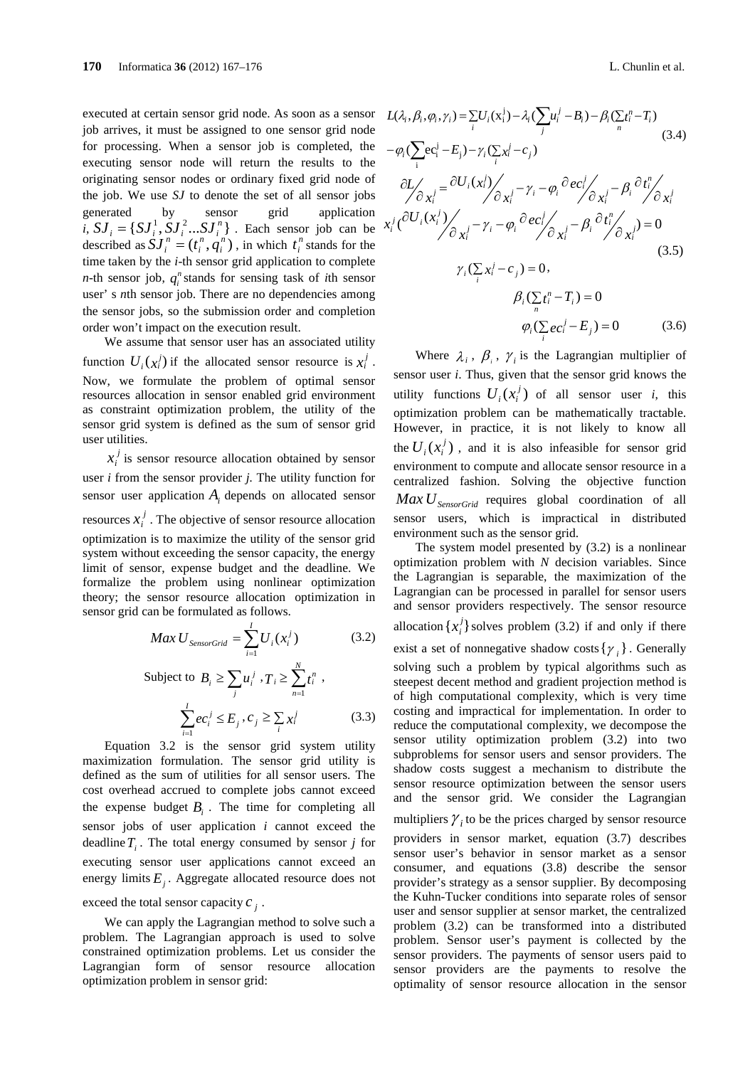executed at certain sensor grid node. As soon as a sensor job arrives, it must be assigned to one sensor grid node for processing. When a sensor job is completed, the executing sensor node will return the results to the originating sensor nodes or ordinary fixed grid node of the job. We use *SJ* to denote the set of all sensor jobs generated by sensor grid application $i$, $SJ_i = \{SJ_i^1, SJ_i^2 ... SJ_i^n\}$ . Each sensor job can be described as $SJ_i^n = (t_i^n, q_i^n)$ , in which $t_i^n$ stands for the time taken by the *i*-th sensor grid application to complete *n*-th sensor job, $q_i^n$ stands for sensing task of *i*th sensor user' s *n*th sensor job. There are no dependencies among the sensor jobs, so the submission order and completion order won't impact on the execution result.

We assume that sensor user has an associated utility function $U_i(x_i^j)$ if the allocated sensor resource is $x_i^j$ . Now, we formulate the problem of optimal sensor resources allocation in sensor enabled grid environment as constraint optimization problem, the utility of the sensor grid system is defined as the sum of sensor grid user utilities.

$x_i^j$ is sensor resource allocation obtained by sensor user *i* from the sensor provider *j*. The utility function for sensor user application $A_i$ depends on allocated sensor resources $x_i^j$ . The objective of sensor resource allocation optimization is to maximize the utility of the sensor grid system without exceeding the sensor capacity, the energy limit of sensor, expense budget and the deadline. We formalize the problem using nonlinear optimization theory; the sensor resource allocation optimization in sensor grid can be formulated as follows.

$$Max\, U_{SensorGrid} = \sum_{i=1}^{I} U_i(x_i^j) \tag{3.2}$$

Subject to $B_i \geq \sum_j u_i^j$ , $T_i \geq \sum_{n=1}^{N} t_i^n$ ,

$$\sum_{i=1}^{I} ec_i^j \leq E_j \, , c_j \geq \sum_i x_i^j \tag{3.3}$$

Equation 3.2 is the sensor grid system utility maximization formulation. The sensor grid utility is defined as the sum of utilities for all sensor users. The cost overhead accrued to complete jobs cannot exceed the expense budget $B_i$ . The time for completing all sensor jobs of user application *i* cannot exceed the deadline $T_i$ . The total energy consumed by sensor *j* for executing sensor user applications cannot exceed an energy limits $E_j$ . Aggregate allocated resource does not exceed the total sensor capacity $c_j$ .

We can apply the Lagrangian method to solve such a problem. The Lagrangian approach is used to solve constrained optimization problems. Let us consider the Lagrangian form of sensor resource allocation optimization problem in sensor grid:

$$L(\lambda_i, \beta_i, \varphi_i, \gamma_i) = \sum_i U_i(x_i^j) - \lambda_i(\sum_j u_i^j - B_i) - \beta_i(\sum_n t_i^n - T_i) - \varphi_i(\sum_i ec_i^j - E_j) - \gamma_i(\sum_i x_i^j - c_j) \tag{3.4}$$

$$\partial L / \partial x_i^j = \partial U_i(x_i^j) / \partial x_i^j - \gamma_i - \varphi_i \, \partial ec_i^j / \partial x_i^j - \beta_i \, \partial t_i^n / \partial x_i^j$$

$$x_i^j (\partial U_i(x_i^j) / \partial x_i^j - \gamma_i - \varphi_i \, \partial ec_i^j / \partial x_i^j - \beta_i \, \partial t_i^n / \partial x_i^j) = 0 \tag{3.5}$$

$$\gamma_i(\sum_i x_i^j - c_j) = 0 \, ,$$

$$\beta_i(\sum_n t_i^n - T_i) = 0$$

$$\varphi_i(\sum_i ec_i^j - E_j) = 0 \tag{3.6}$$

Where $\lambda_i$ , $\beta_i$ , $\gamma_i$ is the Lagrangian multiplier of sensor user *i*. Thus, given that the sensor grid knows the utility functions $U_i(x_i^j)$ of all sensor user *i*, this optimization problem can be mathematically tractable. However, in practice, it is not likely to know all the $U_i(x_i^j)$ , and it is also infeasible for sensor grid environment to compute and allocate sensor resource in a centralized fashion. Solving the objective function $Max\, U_{SensorGrid}$ requires global coordination of all sensor users, which is impractical in distributed environment such as the sensor grid.

The system model presented by (3.2) is a nonlinear optimization problem with *N* decision variables. Since the Lagrangian is separable, the maximization of the Lagrangian can be processed in parallel for sensor users and sensor providers respectively. The sensor resource allocation $\{x_i^j\}$ solves problem (3.2) if and only if there exist a set of nonnegative shadow costs $\{\gamma_i\}$ . Generally solving such a problem by typical algorithms such as steepest decent method and gradient projection method is of high computational complexity, which is very time costing and impractical for implementation. In order to reduce the computational complexity, we decompose the sensor utility optimization problem (3.2) into two subproblems for sensor users and sensor providers. The shadow costs suggest a mechanism to distribute the sensor resource optimization between the sensor users and the sensor grid. We consider the Lagrangian multipliers $\gamma_i$ to be the prices charged by sensor resource providers in sensor market, equation (3.7) describes sensor user's behavior in sensor market as a sensor consumer, and equations (3.8) describe the sensor provider's strategy as a sensor supplier. By decomposing the Kuhn-Tucker conditions into separate roles of sensor user and sensor supplier at sensor market, the centralized problem (3.2) can be transformed into a distributed problem. Sensor user's payment is collected by the sensor providers. The payments of sensor users paid to sensor providers are the payments to resolve the optimality of sensor resource allocation in the sensor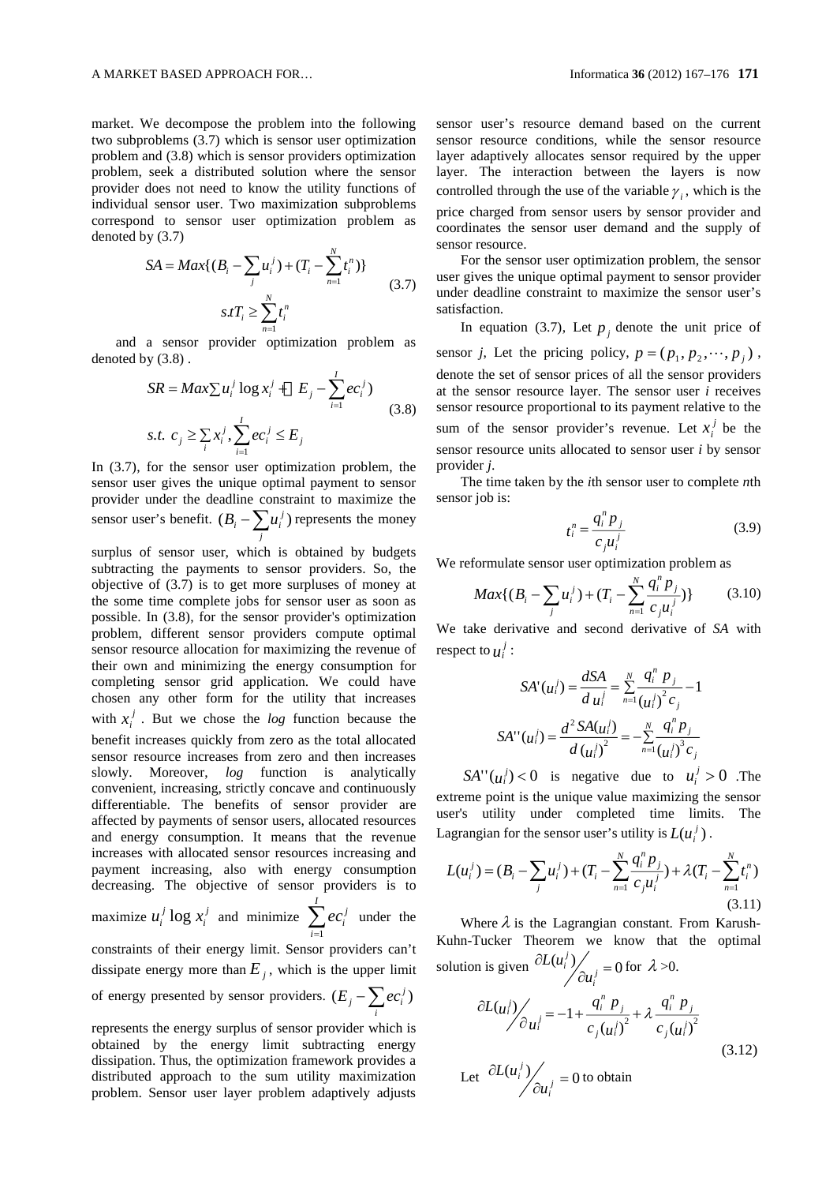market. We decompose the problem into the following two subproblems (3.7) which is sensor user optimization problem and (3.8) which is sensor providers optimization problem, seek a distributed solution where the sensor provider does not need to know the utility functions of individual sensor user. Two maximization subproblems correspond to sensor user optimization problem as denoted by (3.7)

$$SA = Max\{(B_i - \sum_j u_i^j) + (T_i - \sum_{n=1}^{N} t_i^n)\}$$
$$s.t T_i \geq \sum_{n=1}^{N} t_i^n \tag{3.7}$$

and a sensor provider optimization problem as denoted by (3.8) .

$$SR = Max \sum u_i^j \log x_i^j + (E_j - \sum_{i=1}^{I} ec_i^j)$$
$$s.t.\ c_j \geq \sum_i x_i^j, \sum_{i=1}^{I} ec_i^j \leq E_j \tag{3.8}$$

In (3.7), for the sensor user optimization problem, the sensor user gives the unique optimal payment to sensor provider under the deadline constraint to maximize the sensor user's benefit. $(B_i - \sum_j u_i^j)$ represents the money surplus of sensor user, which is obtained by budgets subtracting the payments to sensor providers. So, the objective of (3.7) is to get more surpluses of money at the some time complete jobs for sensor user as soon as possible. In (3.8), for the sensor provider's optimization problem, different sensor providers compute optimal sensor resource allocation for maximizing the revenue of their own and minimizing the energy consumption for completing sensor grid application. We could have chosen any other form for the utility that increases with $x_i^j$. But we chose the *log* function because the benefit increases quickly from zero as the total allocated sensor resource increases from zero and then increases slowly. Moreover, *log* function is analytically convenient, increasing, strictly concave and continuously differentiable. The benefits of sensor provider are affected by payments of sensor users, allocated resources and energy consumption. It means that the revenue increases with allocated sensor resources increasing and payment increasing, also with energy consumption decreasing. The objective of sensor providers is to maximize $u_i^j \log x_i^j$ and minimize $\sum_{i=1}^{I} ec_i^j$ under the constraints of their energy limit. Sensor providers can't dissipate energy more than $E_j$, which is the upper limit of energy presented by sensor providers. $(E_j - \sum_i ec_i^j)$ represents the energy surplus of sensor provider which is obtained by the energy limit subtracting energy dissipation. Thus, the optimization framework provides a distributed approach to the sum utility maximization problem. Sensor user layer problem adaptively adjusts sensor user's resource demand based on the current sensor resource conditions, while the sensor resource layer adaptively allocates sensor required by the upper layer. The interaction between the layers is now controlled through the use of the variable $\gamma_i$, which is the price charged from sensor users by sensor provider and coordinates the sensor user demand and the supply of sensor resource.

For the sensor user optimization problem, the sensor user gives the unique optimal payment to sensor provider under deadline constraint to maximize the sensor user's satisfaction.

In equation (3.7), Let $p_j$ denote the unit price of sensor *j*, Let the pricing policy, $p = (p_1, p_2, \cdots, p_j)$, denote the set of sensor prices of all the sensor providers at the sensor resource layer. The sensor user *i* receives sensor resource proportional to its payment relative to the sum of the sensor provider's revenue. Let $x_i^j$ be the sensor resource units allocated to sensor user *i* by sensor provider *j*.

The time taken by the *i*th sensor user to complete *n*th sensor job is:

$$t_i^n = \frac{q_i^n p_j}{c_j u_i^j} \tag{3.9}$$

We reformulate sensor user optimization problem as

$$Max\{(B_i - \sum_j u_i^j) + (T_i - \sum_{n=1}^{N} \frac{q_i^n p_j}{c_j u_i^j})\} \tag{3.10}$$

We take derivative and second derivative of *SA* with respect to $u_i^j$:

$$SA'(u_i^j) = \frac{dSA}{d\,u_i^j} = \sum_{n=1}^{N} \frac{q_i^n\ p_j}{(u_i^j)^2 c_j} - 1$$

$$SA''(u_i^j) = \frac{d^2 SA(u_i^j)}{d\,(u_i^j)^2} = -\sum_{n=1}^{N} \frac{q_i^n p_j}{(u_i^j)^3 c_j}$$

$SA''(u_i^j) < 0$ is negative due to $u_i^j > 0$ .The extreme point is the unique value maximizing the sensor user's utility under completed time limits. The Lagrangian for the sensor user's utility is $L(u_i^j)$ .

$$L(u_i^j) = (B_i - \sum_j u_i^j) + (T_i - \sum_{n=1}^{N} \frac{q_i^n p_j}{c_j u_i^j}) + \lambda (T_i - \sum_{n=1}^{N} t_i^n) \tag{3.11}$$

Where $\lambda$ is the Lagrangian constant. From Karush-Kuhn-Tucker Theorem we know that the optimal solution is given $\partial L(u_i^j) / \partial u_i^j = 0$ for $\lambda > 0$.

$$\partial L(u_i^j) / \partial u_i^j = -1 + \frac{q_i^n\ p_j}{c_j (u_i^j)^2} + \lambda \frac{q_i^n\ p_j}{c_j (u_i^j)^2} \tag{3.12}$$

Let $\partial L(u_i^j) / \partial u_i^j = 0$ to obtain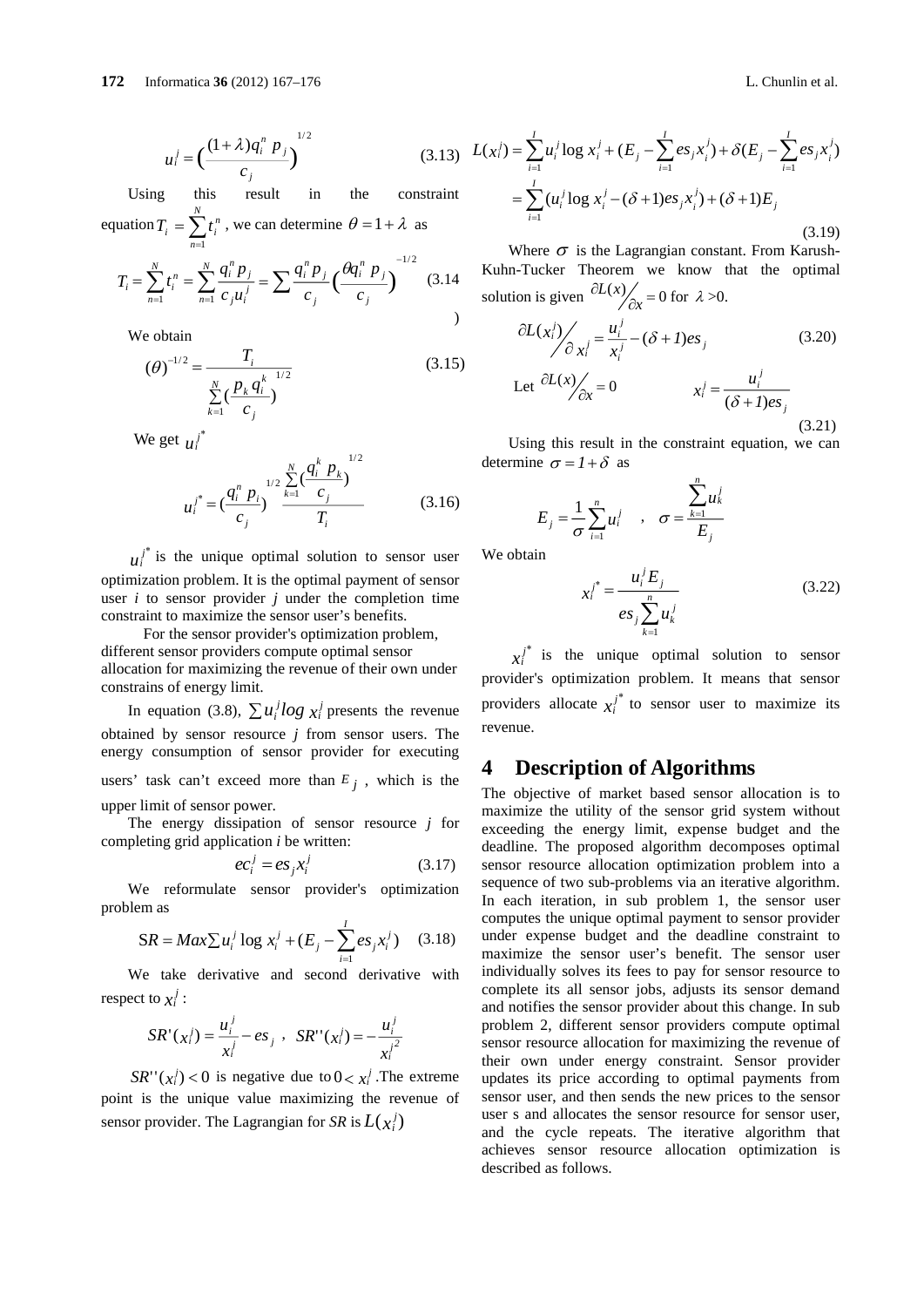$$u_i^j = \left(\frac{(1+\lambda)q_i^n\ p_j}{c_j}\right)^{1/2} \tag{3.13}$$

Using this result in the constraint equation $T_i = \sum_{n=1}^{N} t_i^n$, we can determine $\theta = 1+\lambda$ as

$$T_i = \sum_{n=1}^{N} t_i^n = \sum_{n=1}^{N} \frac{q_i^n p_j}{c_j u_i^j} = \sum \frac{q_i^n p_j}{c_j}\left(\frac{\theta q_i^n\ p_j}{c_j}\right)^{-1/2} \tag{3.14}$$

We obtain

$$(\theta)^{-1/2} = \frac{T_i}{\sum_{k=1}^{N}\left(\frac{p_k q_i^k}{c_j}\right)^{1/2}} \tag{3.15}$$

We get $u_i^{j^*}$

$$u_i^{j^*} = \left(\frac{q_i^n\ p_i}{c_j}\right)^{1/2} \frac{\sum_{k=1}^{N}\left(\frac{q_i^k\ p_k}{c_j}\right)^{1/2}}{T_i} \tag{3.16}$$

$u_i^{j^*}$ is the unique optimal solution to sensor user optimization problem. It is the optimal payment of sensor user *i* to sensor provider *j* under the completion time constraint to maximize the sensor user's benefits.

For the sensor provider's optimization problem, different sensor providers compute optimal sensor allocation for maximizing the revenue of their own under constrains of energy limit.

In equation (3.8), $\sum u_i^j log\ x_i^j$ presents the revenue obtained by sensor resource *j* from sensor users. The energy consumption of sensor provider for executing users' task can't exceed more than $E_j$, which is the upper limit of sensor power.

The energy dissipation of sensor resource *j* for completing grid application *i* be written:

$$ec_i^j = es_j x_i^j \tag{3.17}$$

We reformulate sensor provider's optimization problem as

$$SR = Max \sum u_i^j \log x_i^j + (E_j - \sum_{i=1}^{I} es_j x_i^j) \tag{3.18}$$

We take derivative and second derivative with respect to $x_i^j$:

$$SR'(x_i^j) = \frac{u_i^j}{x_i^j} - es_j \ , \ \ SR''(x_i^j) = -\frac{u_i^j}{{x_i^j}^2}$$

$SR''(x_i^j) < 0$ is negative due to $0 < x_i^j$. The extreme point is the unique value maximizing the revenue of sensor provider. The Lagrangian for *SR* is $L(x_i^j)$

$$L(x_i^j) = \sum_{i=1}^{I} u_i^j \log x_i^j + (E_j - \sum_{i=1}^{I} es_j x_i^j) + \delta(E_j - \sum_{i=1}^{I} es_j x_i^j)$$
$$= \sum_{i=1}^{I} (u_i^j \log x_i^j - (\delta+1) es_j x_i^j) + (\delta+1) E_j \tag{3.19}$$

Where $\sigma$ is the Lagrangian constant. From Karush-Kuhn-Tucker Theorem we know that the optimal solution is given $\partial L(x) / \partial x = 0$ for $\lambda > 0$.

$$\partial L(x_i^j) / \partial x_i^j = \frac{u_i^j}{x_i^j} - (\delta+1) es_j \tag{3.20}$$

Let $\partial L(x) / \partial x = 0$

$$x_i^j = \frac{u_i^j}{(\delta+1) es_j} \tag{3.21}$$

Using this result in the constraint equation, we can determine $\sigma = 1+\delta$ as

$$E_j = \frac{1}{\sigma}\sum_{i=1}^{n} u_i^j \quad , \quad \sigma = \frac{\sum_{k=1}^{n} u_k^j}{E_j}$$

We obtain

$$x_i^{j^*} = \frac{u_i^j E_j}{es_j \sum_{k=1}^{n} u_k^j} \tag{3.22}$$

$x_i^{j^*}$ is the unique optimal solution to sensor provider's optimization problem. It means that sensor providers allocate $x_i^{j^*}$ to sensor user to maximize its revenue.

# 4 Description of Algorithms

The objective of market based sensor allocation is to maximize the utility of the sensor grid system without exceeding the energy limit, expense budget and the deadline. The proposed algorithm decomposes optimal sensor resource allocation optimization problem into a sequence of two sub-problems via an iterative algorithm. In each iteration, in sub problem 1, the sensor user computes the unique optimal payment to sensor provider under expense budget and the deadline constraint to maximize the sensor user's benefit. The sensor user individually solves its fees to pay for sensor resource to complete its all sensor jobs, adjusts its sensor demand and notifies the sensor provider about this change. In sub problem 2, different sensor providers compute optimal sensor resource allocation for maximizing the revenue of their own under energy constraint. Sensor provider updates its price according to optimal payments from sensor user, and then sends the new prices to the sensor user s and allocates the sensor resource for sensor user, and the cycle repeats. The iterative algorithm that achieves sensor resource allocation optimization is described as follows.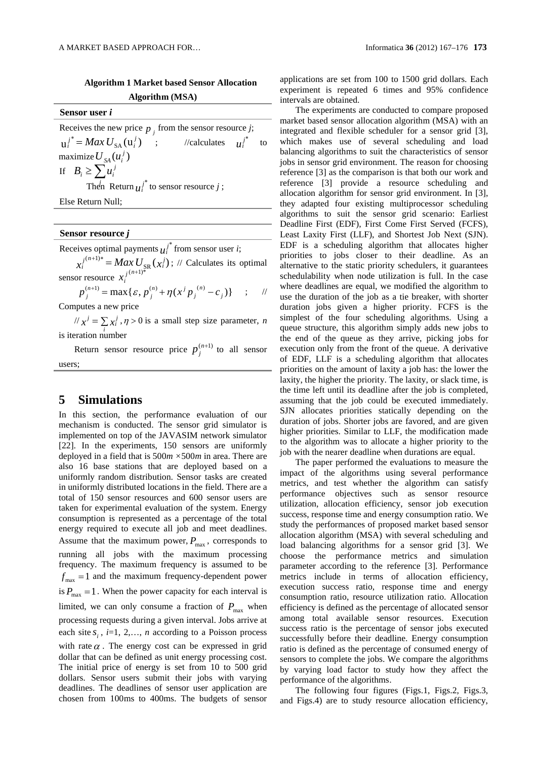**Algorithm 1 Market based Sensor Allocation Algorithm (MSA)**

**Sensor user *i***

Receives the new price $p_j$ from the sensor resource *j*;

$u_i^{j*} = Max\, U_{SA}(u_i^j)$ ; //calculates $u_i^{j*}$ to maximize $U_{SA}(u_i^j)$

If $B_i \geq \sum_j u_i^j$

Then Return $u_i^{j*}$ to sensor resource *j* ;

Else Return Null;

**Sensor resource *j***

Receives optimal payments $u_i^{j*}$ from sensor user *i*;

$x_i^{j(n+1)*} = Max\, U_{SR}(x_i^j)$ ; // Calculates its optimal sensor resource $x_i^{j(n+1)*}$

$p_j^{(n+1)} = \max\{\varepsilon, p_j^{(n)} + \eta(x^j p_j^{(n)} - c_j)\}$ ; // Computes a new price

// $x^j = \sum_i x_i^j$ , $\eta > 0$ is a small step size parameter, *n* is iteration number

Return sensor resource price $p_j^{(n+1)}$ to all sensor users;

## 5 Simulations

In this section, the performance evaluation of our mechanism is conducted. The sensor grid simulator is implemented on top of the JAVASIM network simulator [22]. In the experiments, 150 sensors are uniformly deployed in a field that is 500*m* ×500*m* in area. There are also 16 base stations that are deployed based on a uniformly random distribution. Sensor tasks are created in uniformly distributed locations in the field. There are a total of 150 sensor resources and 600 sensor users are taken for experimental evaluation of the system. Energy consumption is represented as a percentage of the total energy required to execute all job and meet deadlines. Assume that the maximum power, $P_{\max}$, corresponds to running all jobs with the maximum processing frequency. The maximum frequency is assumed to be $f_{\max} = 1$ and the maximum frequency-dependent power is $P_{\max} = 1$. When the power capacity for each interval is limited, we can only consume a fraction of $P_{\max}$ when processing requests during a given interval. Jobs arrive at each site $s_i$, *i*=1, 2,…, *n* according to a Poisson process with rate $\alpha$. The energy cost can be expressed in grid dollar that can be defined as unit energy processing cost. The initial price of energy is set from 10 to 500 grid dollars. Sensor users submit their jobs with varying deadlines. The deadlines of sensor user application are chosen from 100ms to 400ms. The budgets of sensor applications are set from 100 to 1500 grid dollars. Each experiment is repeated 6 times and 95% confidence intervals are obtained.

The experiments are conducted to compare proposed market based sensor allocation algorithm (MSA) with an integrated and flexible scheduler for a sensor grid [3], which makes use of several scheduling and load balancing algorithms to suit the characteristics of sensor jobs in sensor grid environment. The reason for choosing reference [3] as the comparison is that both our work and reference [3] provide a resource scheduling and allocation algorithm for sensor grid environment. In [3], they adapted four existing multiprocessor scheduling algorithms to suit the sensor grid scenario: Earliest Deadline First (EDF), First Come First Served (FCFS), Least Laxity First (LLF), and Shortest Job Next (SJN). EDF is a scheduling algorithm that allocates higher priorities to jobs closer to their deadline. As an alternative to the static priority schedulers, it guarantees schedulability when node utilization is full. In the case where deadlines are equal, we modified the algorithm to use the duration of the job as a tie breaker, with shorter duration jobs given a higher priority. FCFS is the simplest of the four scheduling algorithms. Using a queue structure, this algorithm simply adds new jobs to the end of the queue as they arrive, picking jobs for execution only from the front of the queue. A derivative of EDF, LLF is a scheduling algorithm that allocates priorities on the amount of laxity a job has: the lower the laxity, the higher the priority. The laxity, or slack time, is the time left until its deadline after the job is completed, assuming that the job could be executed immediately. SJN allocates priorities statically depending on the duration of jobs. Shorter jobs are favored, and are given higher priorities. Similar to LLF, the modification made to the algorithm was to allocate a higher priority to the job with the nearer deadline when durations are equal.

The paper performed the evaluations to measure the impact of the algorithms using several performance metrics, and test whether the algorithm can satisfy performance objectives such as sensor resource utilization, allocation efficiency, sensor job execution success, response time and energy consumption ratio. We study the performances of proposed market based sensor allocation algorithm (MSA) with several scheduling and load balancing algorithms for a sensor grid [3]. We choose the performance metrics and simulation parameter according to the reference [3]. Performance metrics include in terms of allocation efficiency, execution success ratio, response time and energy consumption ratio, resource utilization ratio. Allocation efficiency is defined as the percentage of allocated sensor among total available sensor resources. Execution success ratio is the percentage of sensor jobs executed successfully before their deadline. Energy consumption ratio is defined as the percentage of consumed energy of sensors to complete the jobs. We compare the algorithms by varying load factor to study how they affect the performance of the algorithms.

The following four figures (Figs.1, Figs.2, Figs.3, and Figs.4) are to study resource allocation efficiency,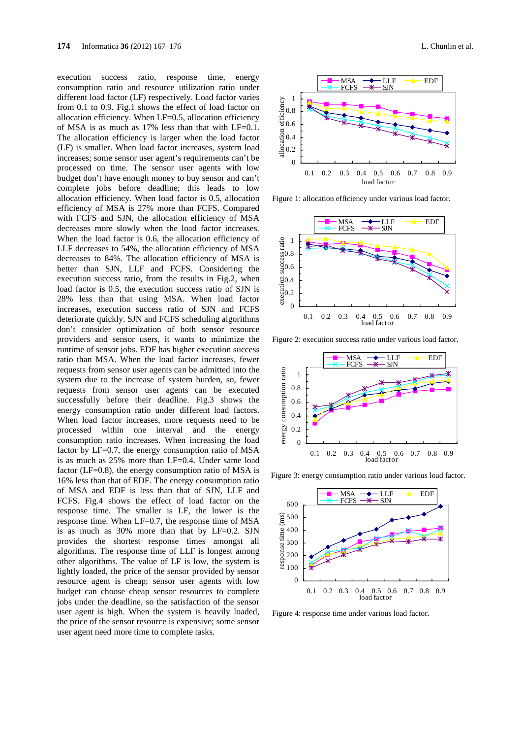execution success ratio, response time, energy consumption ratio and resource utilization ratio under different load factor (LF) respectively. Load factor varies from 0.1 to 0.9. Fig.1 shows the effect of load factor on allocation efficiency. When LF=0.5, allocation efficiency of MSA is as much as 17% less than that with LF=0.1. The allocation efficiency is larger when the load factor (LF) is smaller. When load factor increases, system load increases; some sensor user agent's requirements can't be processed on time. The sensor user agents with low budget don't have enough money to buy sensor and can't complete jobs before deadline; this leads to low allocation efficiency. When load factor is 0.5, allocation efficiency of MSA is 27% more than FCFS. Compared with FCFS and SJN, the allocation efficiency of MSA decreases more slowly when the load factor increases. When the load factor is 0.6, the allocation efficiency of LLF decreases to 54%, the allocation efficiency of MSA decreases to 84%. The allocation efficiency of MSA is better than SJN, LLF and FCFS. Considering the execution success ratio, from the results in Fig.2, when load factor is 0.5, the execution success ratio of SJN is 28% less than that using MSA. When load factor increases, execution success ratio of SJN and FCFS deteriorate quickly. SJN and FCFS scheduling algorithms don't consider optimization of both sensor resource providers and sensor users, it wants to minimize the runtime of sensor jobs. EDF has higher execution success ratio than MSA. When the load factor increases, fewer requests from sensor user agents can be admitted into the system due to the increase of system burden, so, fewer requests from sensor user agents can be executed successfully before their deadline. Fig.3 shows the energy consumption ratio under different load factors. When load factor increases, more requests need to be processed within one interval and the energy consumption ratio increases. When increasing the load factor by LF=0.7, the energy consumption ratio of MSA is as much as 25% more than LF=0.4. Under same load factor (LF=0.8), the energy consumption ratio of MSA is 16% less than that of EDF. The energy consumption ratio of MSA and EDF is less than that of SJN, LLF and FCFS. Fig.4 shows the effect of load factor on the response time. The smaller is LF, the lower is the response time. When LF=0.7, the response time of MSA is as much as 30% more than that by LF=0.2. SJN provides the shortest response times amongst all algorithms. The response time of LLF is longest among other algorithms. The value of LF is low, the system is lightly loaded, the price of the sensor provided by sensor resource agent is cheap; sensor user agents with low budget can choose cheap sensor resources to complete jobs under the deadline, so the satisfaction of the sensor user agent is high. When the system is heavily loaded, the price of the sensor resource is expensive; some sensor user agent need more time to complete tasks.

Figure 1: allocation efficiency under various load factor.

Figure 2: execution success ratio under various load factor.

Figure 3: energy consumption ratio under various load factor.

Figure 4: response time under various load factor.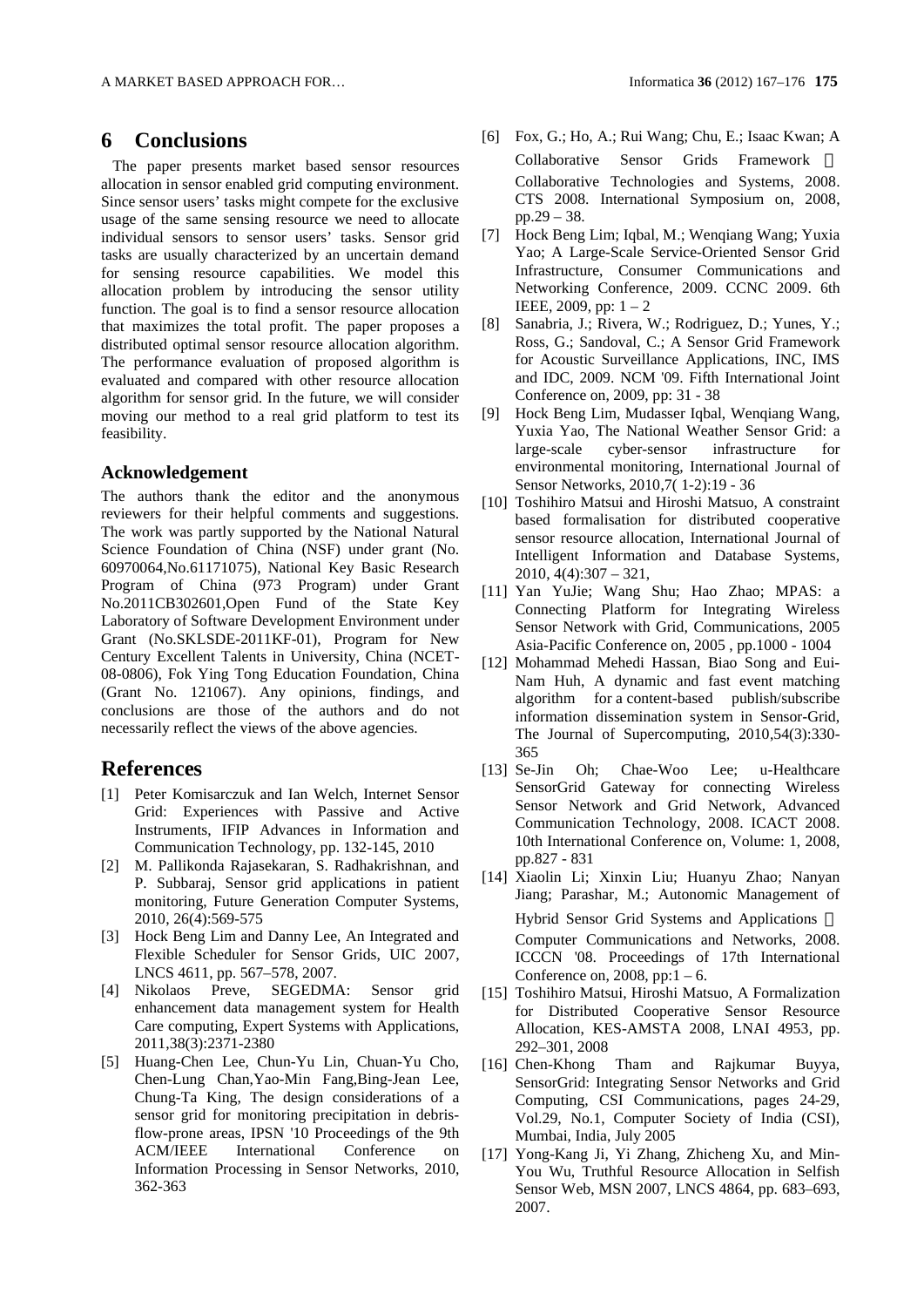## 6 Conclusions

The paper presents market based sensor resources allocation in sensor enabled grid computing environment. Since sensor users' tasks might compete for the exclusive usage of the same sensing resource we need to allocate individual sensors to sensor users' tasks. Sensor grid tasks are usually characterized by an uncertain demand for sensing resource capabilities. We model this allocation problem by introducing the sensor utility function. The goal is to find a sensor resource allocation that maximizes the total profit. The paper proposes a distributed optimal sensor resource allocation algorithm. The performance evaluation of proposed algorithm is evaluated and compared with other resource allocation algorithm for sensor grid. In the future, we will consider moving our method to a real grid platform to test its feasibility.

### Acknowledgement

The authors thank the editor and the anonymous reviewers for their helpful comments and suggestions. The work was partly supported by the National Natural Science Foundation of China (NSF) under grant (No. 60970064,No.61171075), National Key Basic Research Program of China (973 Program) under Grant No.2011CB302601,Open Fund of the State Key Laboratory of Software Development Environment under Grant (No.SKLSDE-2011KF-01), Program for New Century Excellent Talents in University, China (NCET-08-0806), Fok Ying Tong Education Foundation, China (Grant No. 121067). Any opinions, findings, and conclusions are those of the authors and do not necessarily reflect the views of the above agencies.

## References

[1] Peter Komisarczuk and Ian Welch, Internet Sensor Grid: Experiences with Passive and Active Instruments, IFIP Advances in Information and Communication Technology, pp. 132-145, 2010

[2] M. Pallikonda Rajasekaran, S. Radhakrishnan, and P. Subbaraj, Sensor grid applications in patient monitoring, Future Generation Computer Systems, 2010, 26(4):569-575

[3] Hock Beng Lim and Danny Lee, An Integrated and Flexible Scheduler for Sensor Grids, UIC 2007, LNCS 4611, pp. 567–578, 2007.

[4] Nikolaos Preve, SEGEDMA: Sensor grid enhancement data management system for Health Care computing, Expert Systems with Applications, 2011,38(3):2371-2380

[5] Huang-Chen Lee, Chun-Yu Lin, Chuan-Yu Cho, Chen-Lung Chan,Yao-Min Fang,Bing-Jean Lee, Chung-Ta King, The design considerations of a sensor grid for monitoring precipitation in debris-flow-prone areas, IPSN '10 Proceedings of the 9th ACM/IEEE International Conference on Information Processing in Sensor Networks, 2010, 362-363

[6] Fox, G.; Ho, A.; Rui Wang; Chu, E.; Isaac Kwan; A Collaborative Sensor Grids Framework ， Collaborative Technologies and Systems, 2008. CTS 2008. International Symposium on, 2008, pp.29 – 38.

[7] Hock Beng Lim; Iqbal, M.; Wenqiang Wang; Yuxia Yao; A Large-Scale Service-Oriented Sensor Grid Infrastructure, Consumer Communications and Networking Conference, 2009. CCNC 2009. 6th IEEE, 2009, pp: 1 – 2

[8] Sanabria, J.; Rivera, W.; Rodriguez, D.; Yunes, Y.; Ross, G.; Sandoval, C.; A Sensor Grid Framework for Acoustic Surveillance Applications, INC, IMS and IDC, 2009. NCM '09. Fifth International Joint Conference on, 2009, pp: 31 - 38

[9] Hock Beng Lim, Mudasser Iqbal, Wenqiang Wang, Yuxia Yao, The National Weather Sensor Grid: a large-scale cyber-sensor infrastructure for environmental monitoring, International Journal of Sensor Networks, 2010,7( 1-2):19 - 36

[10] Toshihiro Matsui and Hiroshi Matsuo, A constraint based formalisation for distributed cooperative sensor resource allocation, International Journal of Intelligent Information and Database Systems, 2010, 4(4):307 – 321,

[11] Yan YuJie; Wang Shu; Hao Zhao; MPAS: a Connecting Platform for Integrating Wireless Sensor Network with Grid, Communications, 2005 Asia-Pacific Conference on, 2005 , pp.1000 - 1004

[12] Mohammad Mehedi Hassan, Biao Song and Eui-Nam Huh, A dynamic and fast event matching algorithm for a content-based publish/subscribe information dissemination system in Sensor-Grid, The Journal of Supercomputing, 2010,54(3):330-365

[13] Se-Jin Oh; Chae-Woo Lee; u-Healthcare SensorGrid Gateway for connecting Wireless Sensor Network and Grid Network, Advanced Communication Technology, 2008. ICACT 2008. 10th International Conference on, Volume: 1, 2008, pp.827 - 831

[14] Xiaolin Li; Xinxin Liu; Huanyu Zhao; Nanyan Jiang; Parashar, M.; Autonomic Management of Hybrid Sensor Grid Systems and Applications ， Computer Communications and Networks, 2008. ICCCN '08. Proceedings of 17th International Conference on, 2008, pp:1 – 6.

[15] Toshihiro Matsui, Hiroshi Matsuo, A Formalization for Distributed Cooperative Sensor Resource Allocation, KES-AMSTA 2008, LNAI 4953, pp. 292–301, 2008

[16] Chen-Khong Tham and Rajkumar Buyya, SensorGrid: Integrating Sensor Networks and Grid Computing, CSI Communications, pages 24-29, Vol.29, No.1, Computer Society of India (CSI), Mumbai, India, July 2005

[17] Yong-Kang Ji, Yi Zhang, Zhicheng Xu, and Min-You Wu, Truthful Resource Allocation in Selfish Sensor Web, MSN 2007, LNCS 4864, pp. 683–693, 2007.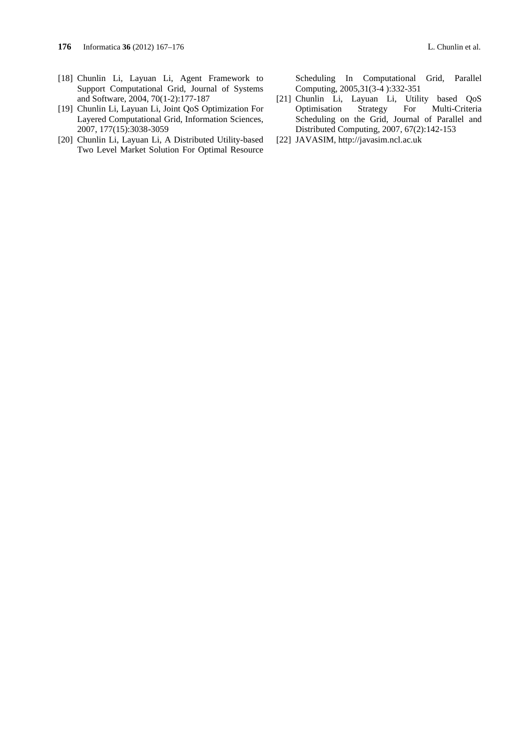[18] Chunlin Li, Layuan Li, Agent Framework to Support Computational Grid, Journal of Systems and Software, 2004, 70(1-2):177-187

[19] Chunlin Li, Layuan Li, Joint QoS Optimization For Layered Computational Grid, Information Sciences, 2007, 177(15):3038-3059

[20] Chunlin Li, Layuan Li, A Distributed Utility-based Two Level Market Solution For Optimal Resource Scheduling In Computational Grid, Parallel Computing, 2005,31(3-4 ):332-351

[21] Chunlin Li, Layuan Li, Utility based QoS Optimisation Strategy For Multi-Criteria Scheduling on the Grid, Journal of Parallel and Distributed Computing, 2007, 67(2):142-153

[22] JAVASIM, http://javasim.ncl.ac.uk